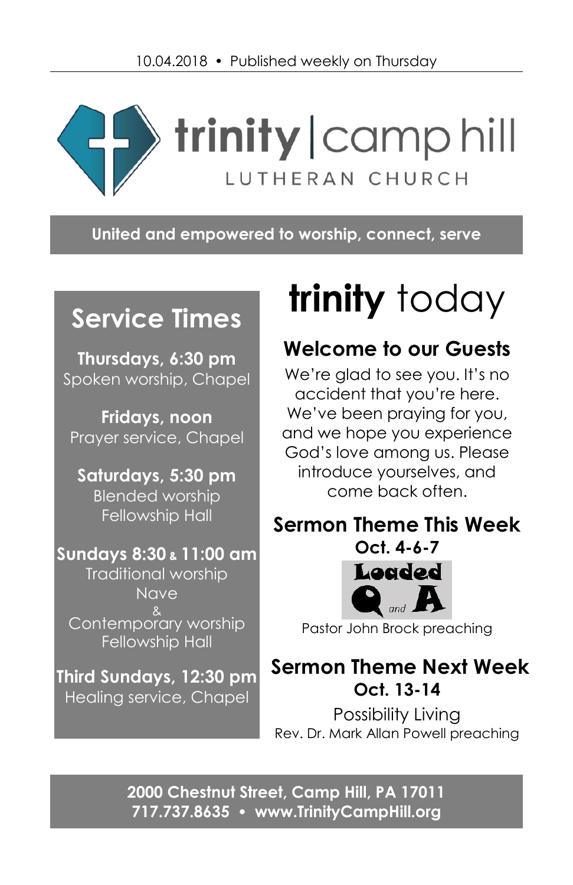10.04.2018 • Published weekly on Thursday

# trinity | camp hill

LUTHERAN CHURCH

**United and empowered to worship, connect, serve**

## Service Times

**Thursdays, 6:30 pm**
Spoken worship, Chapel

**Fridays, noon**
Prayer service, Chapel

**Saturdays, 5:30 pm**
Blended worship
Fellowship Hall

**Sundays 8:30 & 11:00 am**
Traditional worship
Nave
&
Contemporary worship
Fellowship Hall

**Third Sundays, 12:30 pm**
Healing service, Chapel

# trinity today

## Welcome to our Guests

We're glad to see you. It's no accident that you're here. We've been praying for you, and we hope you experience God's love among us. Please introduce yourselves, and come back often.

## Sermon Theme This Week

**Oct. 4-6-7**

Loaded Q and A

Pastor John Brock preaching

## Sermon Theme Next Week

**Oct. 13-14**

Possibility Living

Rev. Dr. Mark Allan Powell preaching

**2000 Chestnut Street, Camp Hill, PA 17011**
**717.737.8635 • www.TrinityCampHill.org**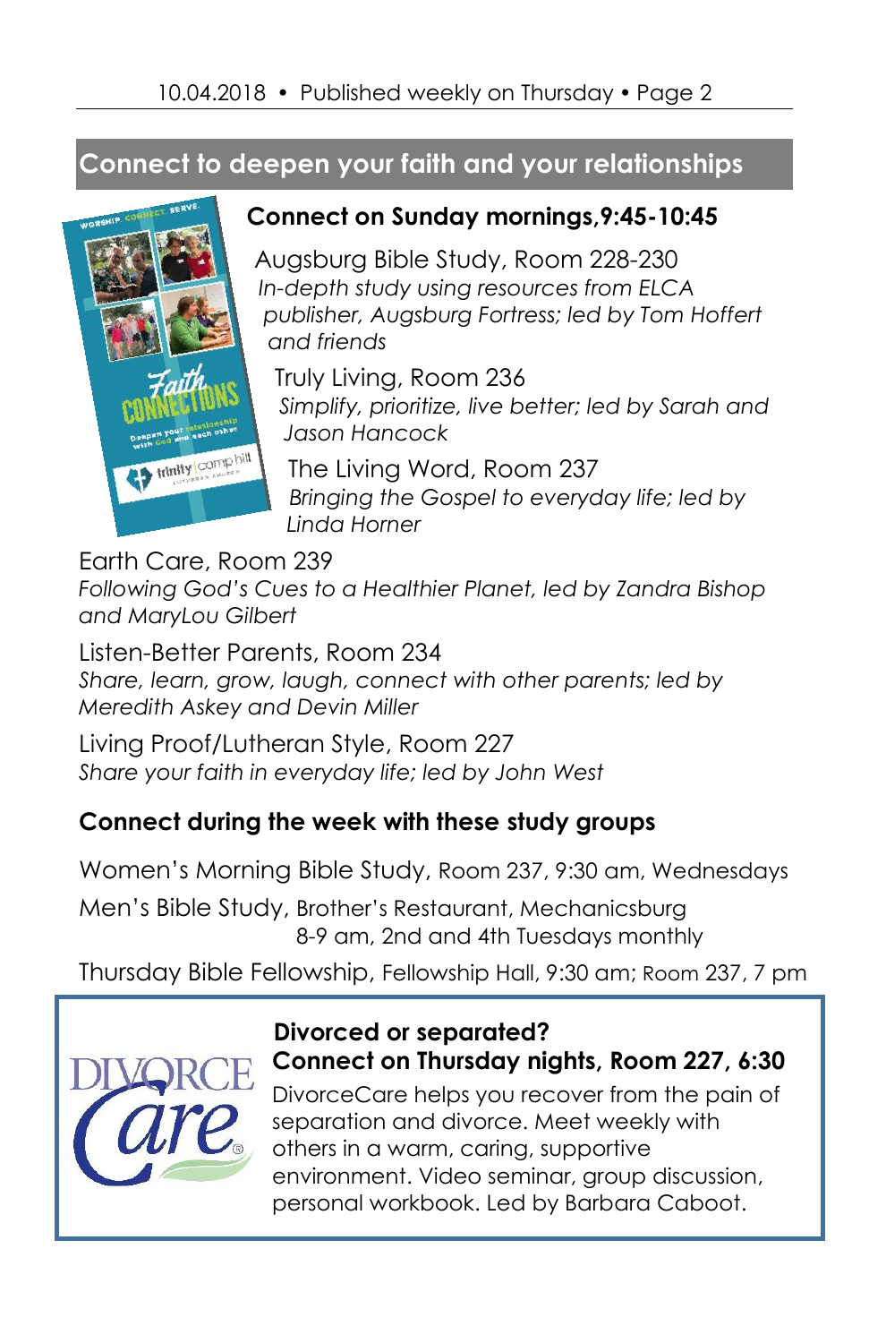## Connect to deepen your faith and your relationships

### Connect on Sunday mornings,9:45-10:45

Augsburg Bible Study, Room 228-230
*In-depth study using resources from ELCA publisher, Augsburg Fortress; led by Tom Hoffert and friends*

Truly Living, Room 236
*Simplify, prioritize, live better; led by Sarah and Jason Hancock*

The Living Word, Room 237
*Bringing the Gospel to everyday life; led by Linda Horner*

Earth Care, Room 239
*Following God's Cues to a Healthier Planet, led by Zandra Bishop and MaryLou Gilbert*

Listen-Better Parents, Room 234
*Share, learn, grow, laugh, connect with other parents; led by Meredith Askey and Devin Miller*

Living Proof/Lutheran Style, Room 227
*Share your faith in everyday life; led by John West*

### Connect during the week with these study groups

Women's Morning Bible Study, Room 237, 9:30 am, Wednesdays

Men's Bible Study, Brother's Restaurant, Mechanicsburg
8-9 am, 2nd and 4th Tuesdays monthly

Thursday Bible Fellowship, Fellowship Hall, 9:30 am; Room 237, 7 pm

### Divorced or separated?
### Connect on Thursday nights, Room 227, 6:30

DivorceCare helps you recover from the pain of separation and divorce. Meet weekly with others in a warm, caring, supportive environment. Video seminar, group discussion, personal workbook. Led by Barbara Caboot.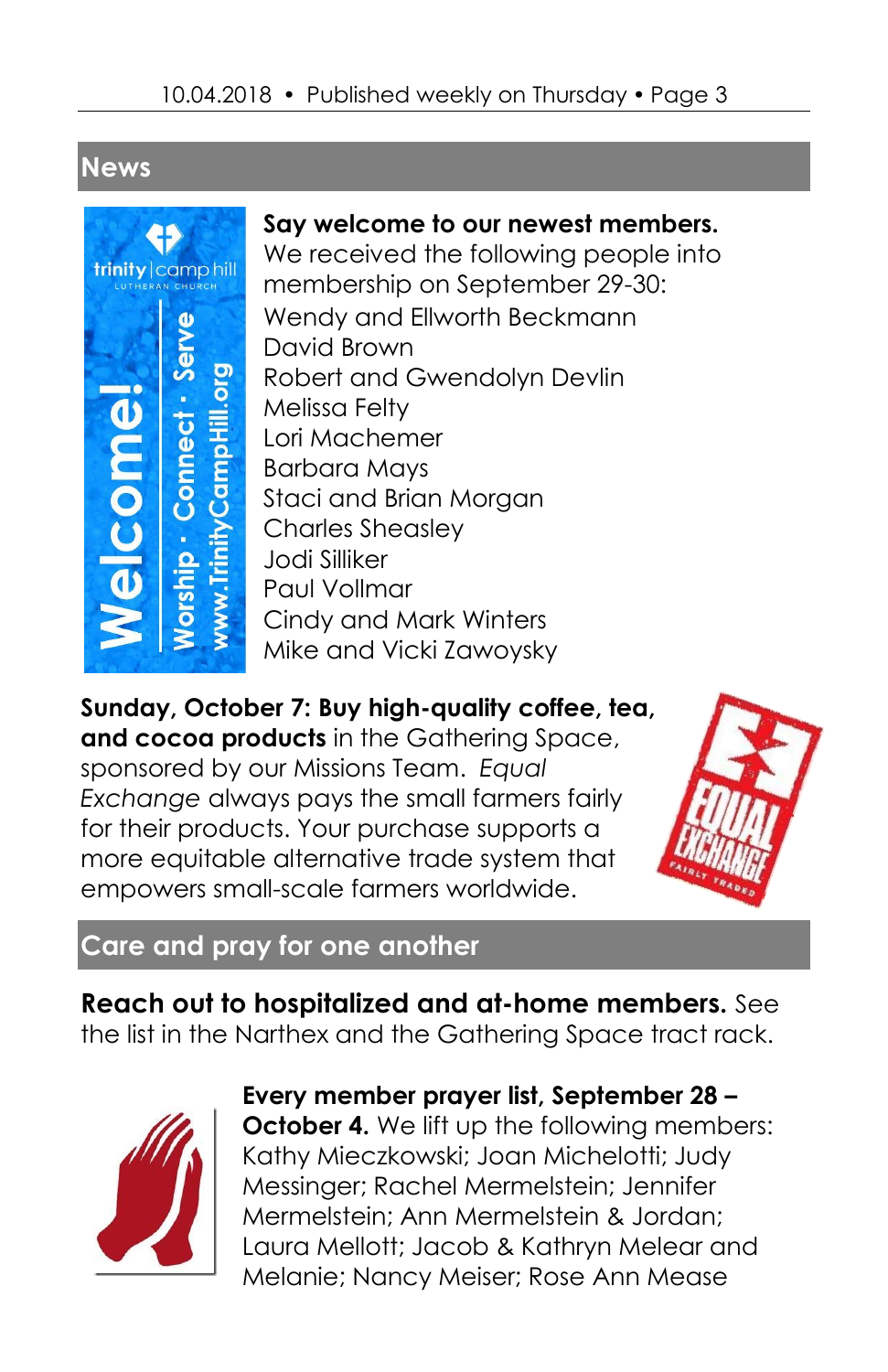## News

**Say welcome to our newest members.** We received the following people into membership on September 29-30:

Wendy and Ellworth Beckmann
David Brown
Robert and Gwendolyn Devlin
Melissa Felty
Lori Machemer
Barbara Mays
Staci and Brian Morgan
Charles Sheasley
Jodi Silliker
Paul Vollmar
Cindy and Mark Winters
Mike and Vicki Zawoysky

**Sunday, October 7: Buy high-quality coffee, tea, and cocoa products** in the Gathering Space, sponsored by our Missions Team. *Equal Exchange* always pays the small farmers fairly for their products. Your purchase supports a more equitable alternative trade system that empowers small-scale farmers worldwide.

## Care and pray for one another

**Reach out to hospitalized and at-home members.** See the list in the Narthex and the Gathering Space tract rack.

**Every member prayer list, September 28 – October 4.** We lift up the following members: Kathy Mieczkowski; Joan Michelotti; Judy Messinger; Rachel Mermelstein; Jennifer Mermelstein; Ann Mermelstein & Jordan; Laura Mellott; Jacob & Kathryn Melear and Melanie; Nancy Meiser; Rose Ann Mease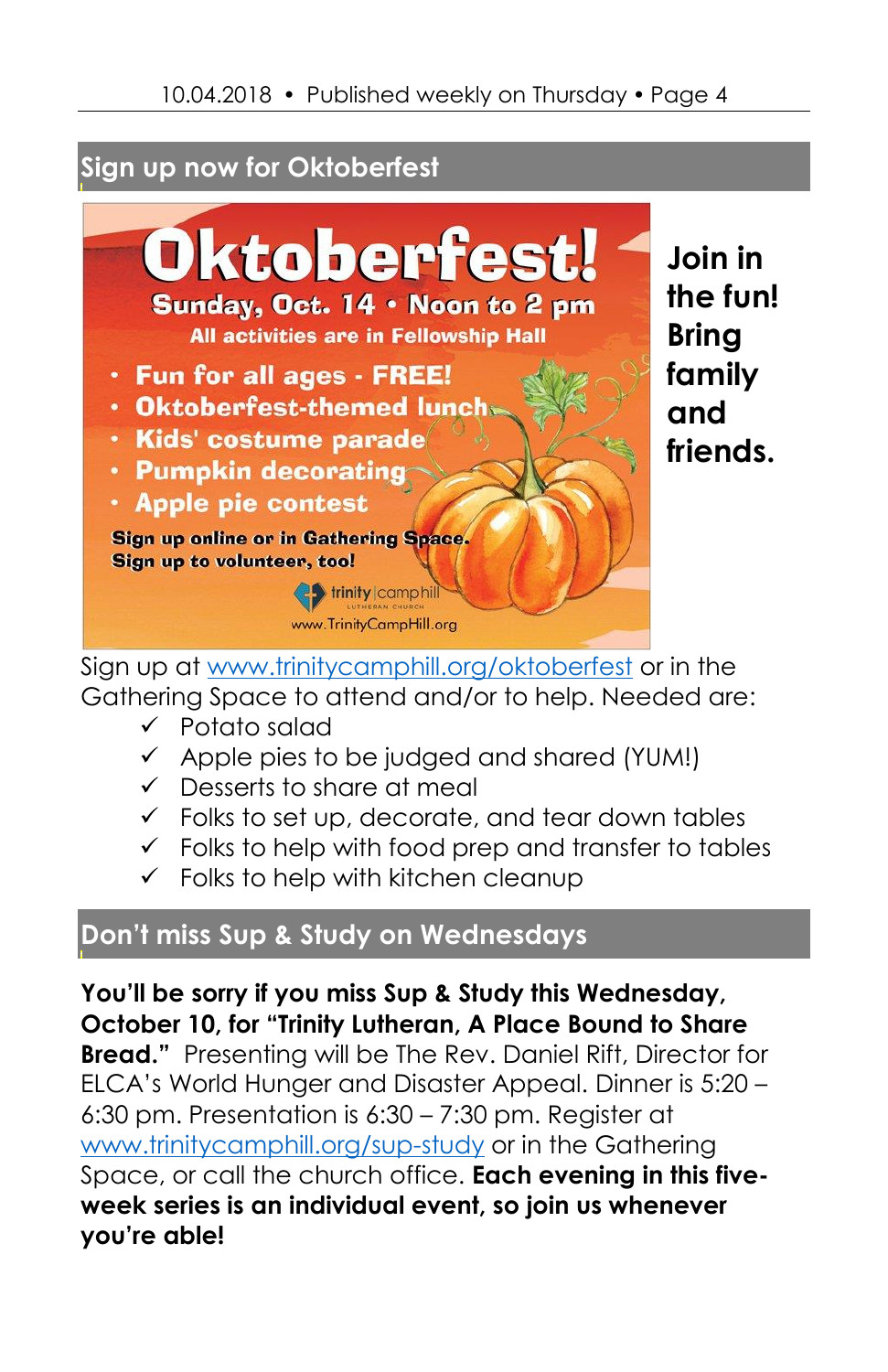## Sign up now for Oktoberfest

# Oktoberfest!

**Sunday, Oct. 14 • Noon to 2 pm**

**All activities are in Fellowship Hall**

- **Fun for all ages - FREE!**
- **Oktoberfest-themed lunch**
- **Kids' costume parade**
- **Pumpkin decorating**
- **Apple pie contest**

**Sign up online or in Gathering Space.**
**Sign up to volunteer, too!**

trinity | camphill LUTHERAN CHURCH
www.TrinityCampHill.org

**Join in the fun! Bring family and friends.**

Sign up at www.trinitycamphill.org/oktoberfest or in the Gathering Space to attend and/or to help. Needed are:

- ✓ Potato salad
- ✓ Apple pies to be judged and shared (YUM!)
- ✓ Desserts to share at meal
- ✓ Folks to set up, decorate, and tear down tables
- ✓ Folks to help with food prep and transfer to tables
- ✓ Folks to help with kitchen cleanup

## Don't miss Sup & Study on Wednesdays

**You'll be sorry if you miss Sup & Study this Wednesday, October 10, for "Trinity Lutheran, A Place Bound to Share Bread."** Presenting will be The Rev. Daniel Rift, Director for ELCA's World Hunger and Disaster Appeal. Dinner is 5:20 – 6:30 pm. Presentation is 6:30 – 7:30 pm. Register at www.trinitycamphill.org/sup-study or in the Gathering Space, or call the church office. **Each evening in this five-week series is an individual event, so join us whenever you're able!**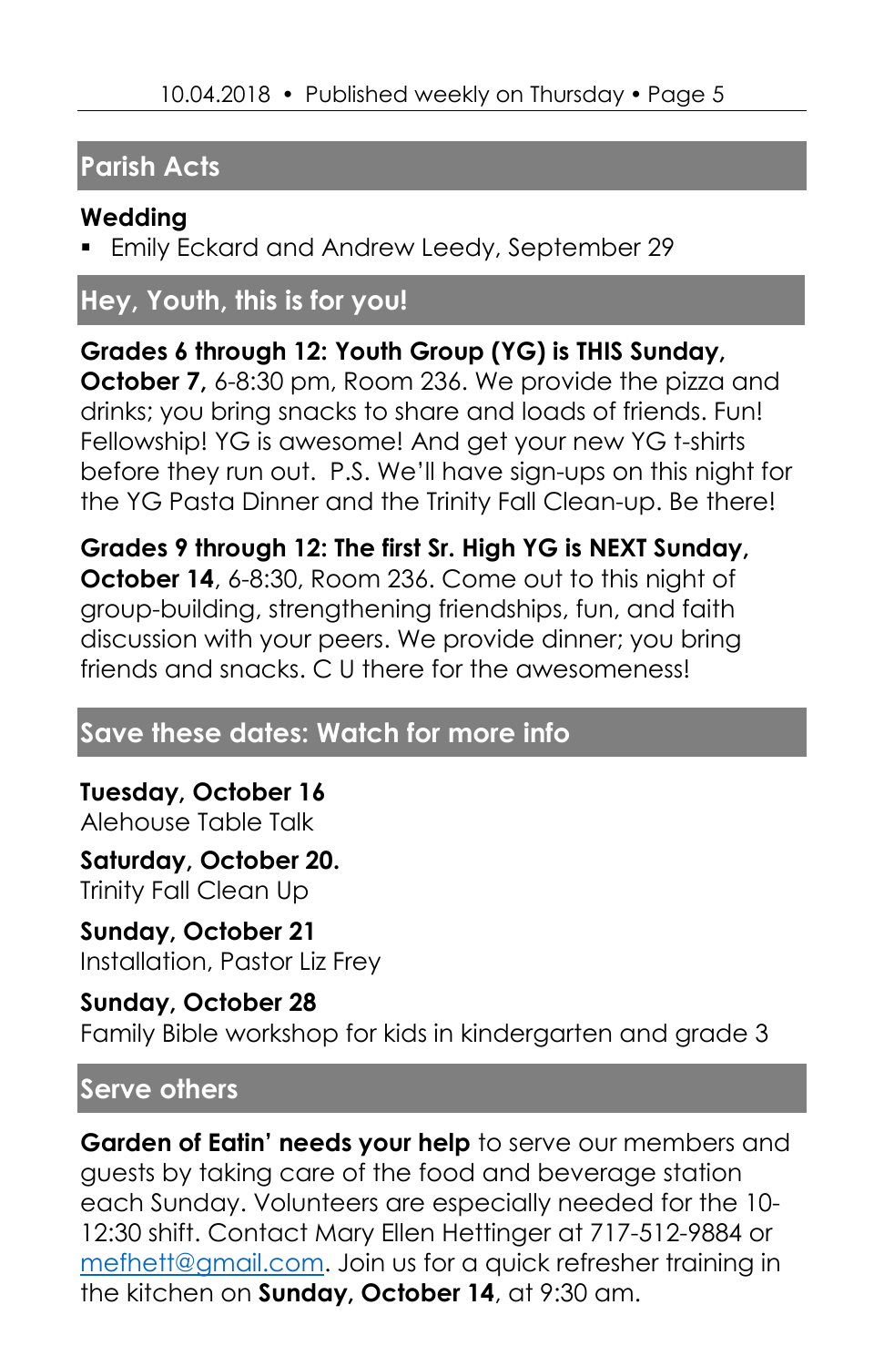## Parish Acts

### Wedding

- Emily Eckard and Andrew Leedy, September 29

## Hey, Youth, this is for you!

**Grades 6 through 12: Youth Group (YG) is THIS Sunday, October 7,** 6-8:30 pm, Room 236. We provide the pizza and drinks; you bring snacks to share and loads of friends. Fun! Fellowship! YG is awesome! And get your new YG t-shirts before they run out. P.S. We'll have sign-ups on this night for the YG Pasta Dinner and the Trinity Fall Clean-up. Be there!

**Grades 9 through 12: The first Sr. High YG is NEXT Sunday, October 14**, 6-8:30, Room 236. Come out to this night of group-building, strengthening friendships, fun, and faith discussion with your peers. We provide dinner; you bring friends and snacks. C U there for the awesomeness!

## Save these dates: Watch for more info

**Tuesday, October 16**
Alehouse Table Talk

**Saturday, October 20.**
Trinity Fall Clean Up

**Sunday, October 21**
Installation, Pastor Liz Frey

**Sunday, October 28**
Family Bible workshop for kids in kindergarten and grade 3

## Serve others

**Garden of Eatin' needs your help** to serve our members and guests by taking care of the food and beverage station each Sunday. Volunteers are especially needed for the 10-12:30 shift. Contact Mary Ellen Hettinger at 717-512-9884 or mefhett@gmail.com. Join us for a quick refresher training in the kitchen on **Sunday, October 14**, at 9:30 am.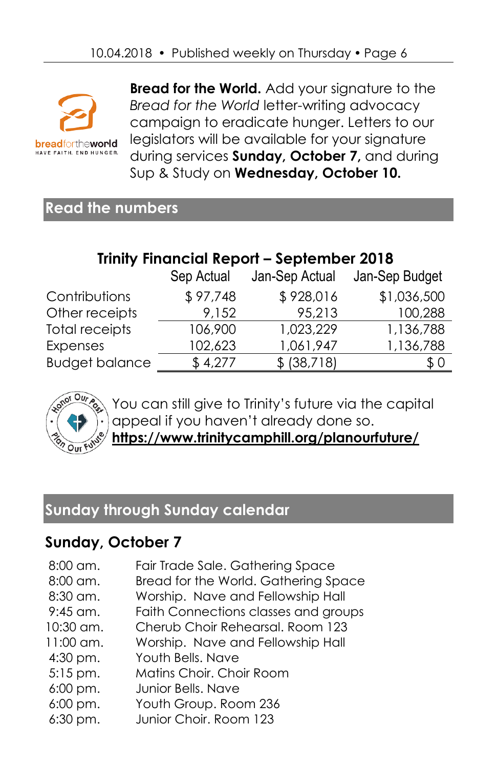**Bread for the World.** Add your signature to the *Bread for the World* letter-writing advocacy campaign to eradicate hunger. Letters to our legislators will be available for your signature during services **Sunday, October 7,** and during Sup & Study on **Wednesday, October 10.**

## Read the numbers

### Trinity Financial Report – September 2018

| | Sep Actual | Jan-Sep Actual | Jan-Sep Budget |
|---|---|---|---|
| Contributions | $ 97,748 | $ 928,016 | $1,036,500 |
| Other receipts | 9,152 | 95,213 | 100,288 |
| Total receipts | 106,900 | 1,023,229 | 1,136,788 |
| Expenses | 102,623 | 1,061,947 | 1,136,788 |
| Budget balance | $ 4,277 | $ (38,718) | $ 0 |

You can still give to Trinity's future via the capital appeal if you haven't already done so. **https://www.trinitycamphill.org/planourfuture/**

## Sunday through Sunday calendar

### Sunday, October 7

| | |
|---|---|
| 8:00 am. | Fair Trade Sale. Gathering Space |
| 8:00 am. | Bread for the World. Gathering Space |
| 8:30 am. | Worship. Nave and Fellowship Hall |
| 9:45 am. | Faith Connections classes and groups |
| 10:30 am. | Cherub Choir Rehearsal. Room 123 |
| 11:00 am. | Worship. Nave and Fellowship Hall |
| 4:30 pm. | Youth Bells. Nave |
| 5:15 pm. | Matins Choir. Choir Room |
| 6:00 pm. | Junior Bells. Nave |
| 6:00 pm. | Youth Group. Room 236 |
| 6:30 pm. | Junior Choir. Room 123 |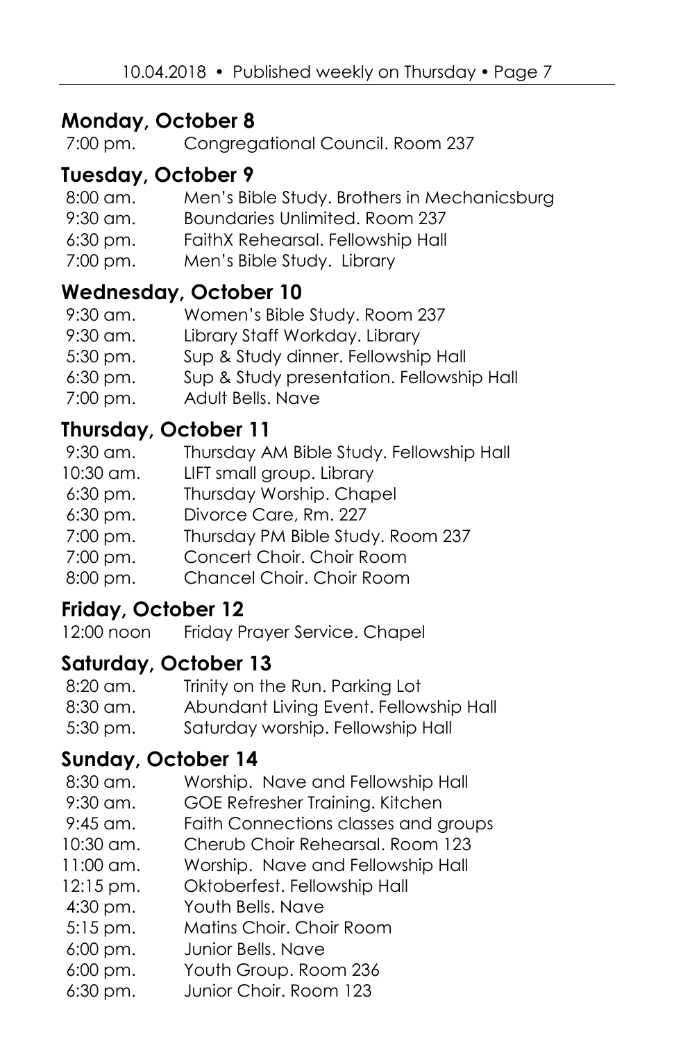## Monday, October 8

7:00 pm. Congregational Council. Room 237

## Tuesday, October 9

8:00 am. Men's Bible Study. Brothers in Mechanicsburg
9:30 am. Boundaries Unlimited. Room 237
6:30 pm. FaithX Rehearsal. Fellowship Hall
7:00 pm. Men's Bible Study. Library

## Wednesday, October 10

9:30 am. Women's Bible Study. Room 237
9:30 am. Library Staff Workday. Library
5:30 pm. Sup & Study dinner. Fellowship Hall
6:30 pm. Sup & Study presentation. Fellowship Hall
7:00 pm. Adult Bells. Nave

## Thursday, October 11

9:30 am. Thursday AM Bible Study. Fellowship Hall
10:30 am. LIFT small group. Library
6:30 pm. Thursday Worship. Chapel
6:30 pm. Divorce Care, Rm. 227
7:00 pm. Thursday PM Bible Study. Room 237
7:00 pm. Concert Choir. Choir Room
8:00 pm. Chancel Choir. Choir Room

## Friday, October 12

12:00 noon Friday Prayer Service. Chapel

## Saturday, October 13

8:20 am. Trinity on the Run. Parking Lot
8:30 am. Abundant Living Event. Fellowship Hall
5:30 pm. Saturday worship. Fellowship Hall

## Sunday, October 14

8:30 am. Worship. Nave and Fellowship Hall
9:30 am. GOE Refresher Training. Kitchen
9:45 am. Faith Connections classes and groups
10:30 am. Cherub Choir Rehearsal. Room 123
11:00 am. Worship. Nave and Fellowship Hall
12:15 pm. Oktoberfest. Fellowship Hall
4:30 pm. Youth Bells. Nave
5:15 pm. Matins Choir. Choir Room
6:00 pm. Junior Bells. Nave
6:00 pm. Youth Group. Room 236
6:30 pm. Junior Choir. Room 123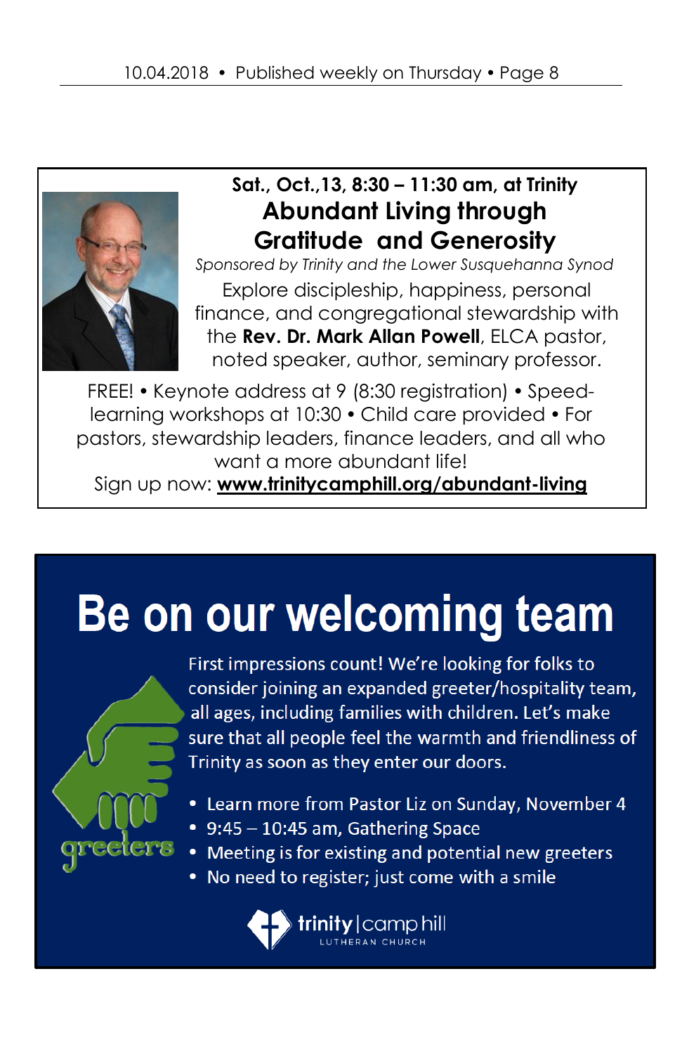**Sat., Oct.,13, 8:30 – 11:30 am, at Trinity**

## Abundant Living through Gratitude and Generosity

*Sponsored by Trinity and the Lower Susquehanna Synod*

Explore discipleship, happiness, personal finance, and congregational stewardship with the **Rev. Dr. Mark Allan Powell**, ELCA pastor, noted speaker, author, seminary professor.

FREE! • Keynote address at 9 (8:30 registration) • Speed-learning workshops at 10:30 • Child care provided • For pastors, stewardship leaders, finance leaders, and all who want a more abundant life!

Sign up now: **www.trinitycamphill.org/abundant-living**

# Be on our welcoming team

greeters

First impressions count! We're looking for folks to consider joining an expanded greeter/hospitality team, all ages, including families with children. Let's make sure that all people feel the warmth and friendliness of Trinity as soon as they enter our doors.

- Learn more from Pastor Liz on Sunday, November 4
- 9:45 – 10:45 am, Gathering Space
- Meeting is for existing and potential new greeters
- No need to register; just come with a smile

trinity | camp hill
LUTHERAN CHURCH